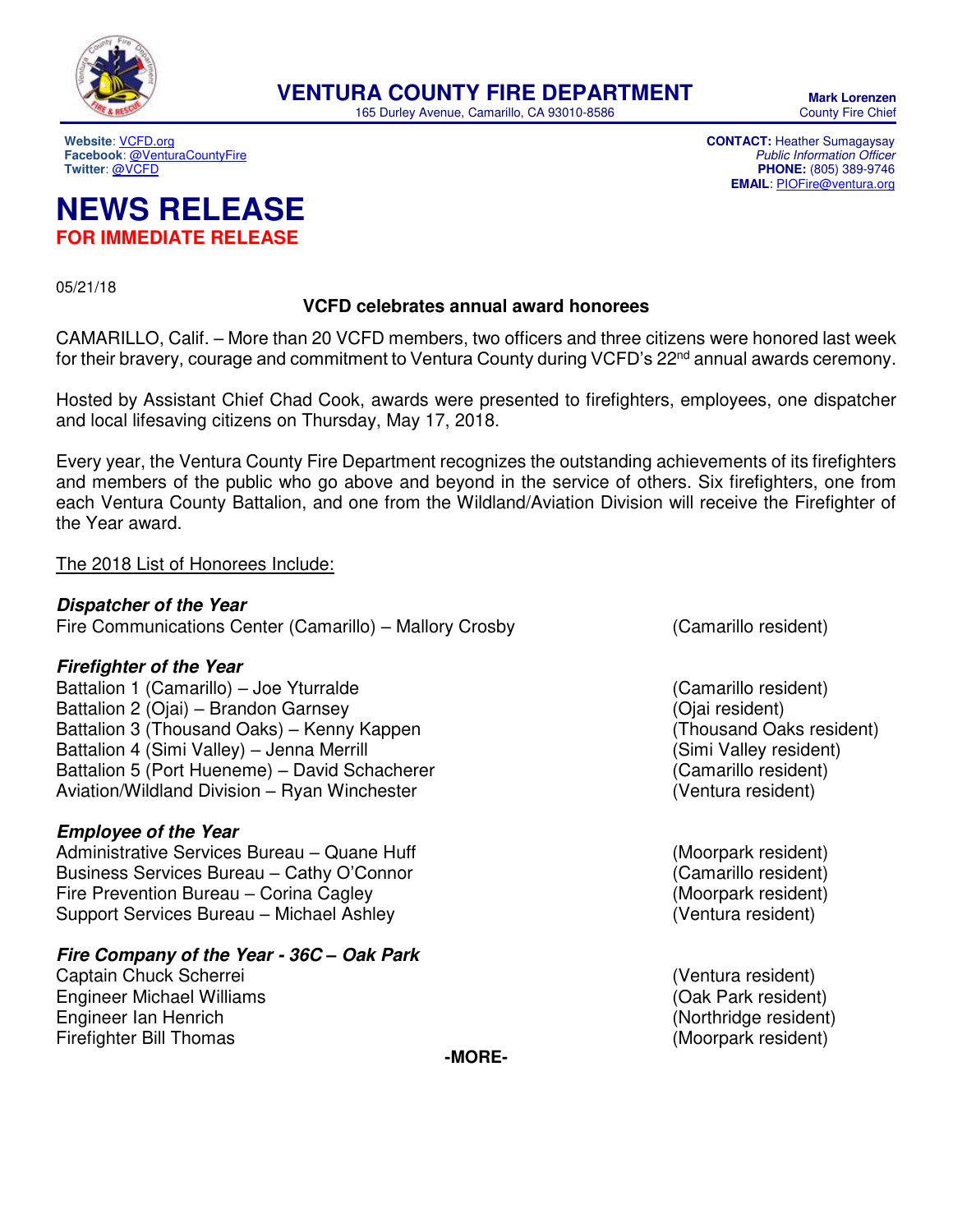# VENTURA COUNTY FIRE DEPARTMENT

165 Durley Avenue, Camarillo, CA 93010-8586

**Mark Lorenzen**
County Fire Chief

**Website**: VCFD.org
**Facebook**: @VenturaCountyFire
**Twitter**: @VCFD

**CONTACT:** Heather Sumagaysay
*Public Information Officer*
**PHONE:** (805) 389-9746
**EMAIL**: PIOFire@ventura.org

# NEWS RELEASE

## FOR IMMEDIATE RELEASE

05/21/18

### VCFD celebrates annual award honorees

CAMARILLO, Calif. – More than 20 VCFD members, two officers and three citizens were honored last week for their bravery, courage and commitment to Ventura County during VCFD's 22nd annual awards ceremony.

Hosted by Assistant Chief Chad Cook, awards were presented to firefighters, employees, one dispatcher and local lifesaving citizens on Thursday, May 17, 2018.

Every year, the Ventura County Fire Department recognizes the outstanding achievements of its firefighters and members of the public who go above and beyond in the service of others. Six firefighters, one from each Ventura County Battalion, and one from the Wildland/Aviation Division will receive the Firefighter of the Year award.

The 2018 List of Honorees Include:

***Dispatcher of the Year***

Fire Communications Center (Camarillo) – Mallory Crosby (Camarillo resident)

***Firefighter of the Year***

Battalion 1 (Camarillo) – Joe Yturralde (Camarillo resident)
Battalion 2 (Ojai) – Brandon Garnsey (Ojai resident)
Battalion 3 (Thousand Oaks) – Kenny Kappen (Thousand Oaks resident)
Battalion 4 (Simi Valley) – Jenna Merrill (Simi Valley resident)
Battalion 5 (Port Hueneme) – David Schacherer (Camarillo resident)
Aviation/Wildland Division – Ryan Winchester (Ventura resident)

***Employee of the Year***

Administrative Services Bureau – Quane Huff (Moorpark resident)
Business Services Bureau – Cathy O'Connor (Camarillo resident)
Fire Prevention Bureau – Corina Cagley (Moorpark resident)
Support Services Bureau – Michael Ashley (Ventura resident)

***Fire Company of the Year - 36C – Oak Park***

Captain Chuck Scherrei (Ventura resident)
Engineer Michael Williams (Oak Park resident)
Engineer Ian Henrich (Northridge resident)
Firefighter Bill Thomas (Moorpark resident)

-MORE-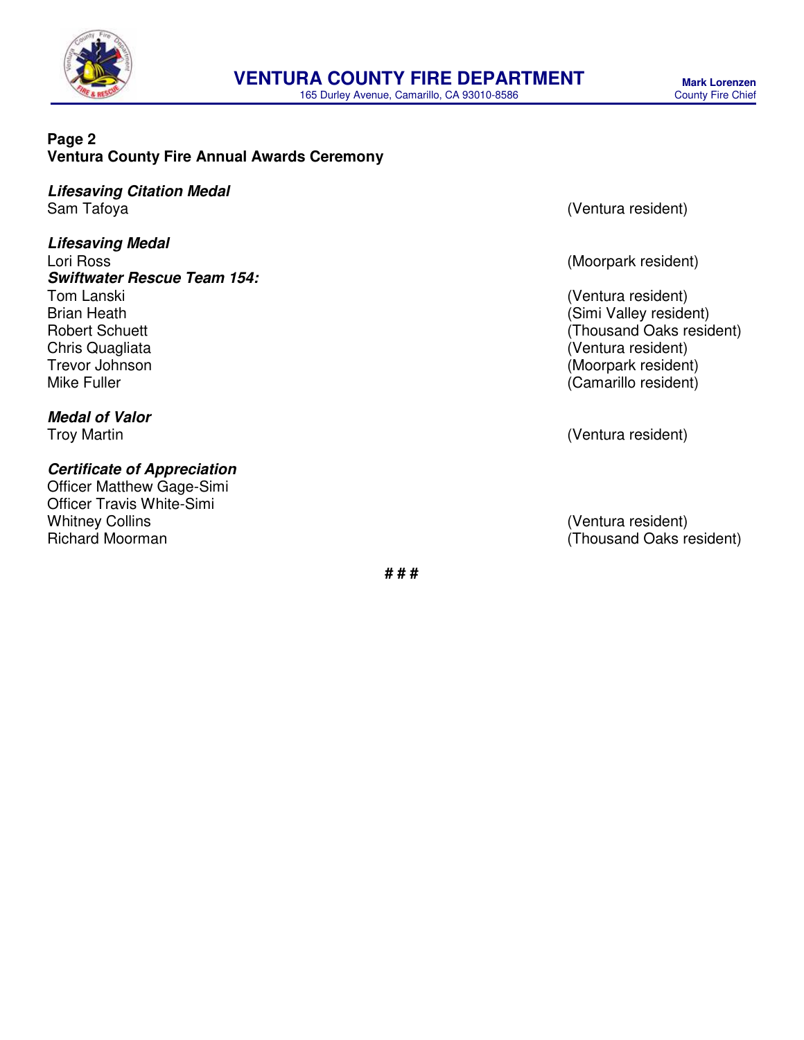**VENTURA COUNTY FIRE DEPARTMENT**
165 Durley Avenue, Camarillo, CA 93010-8586

**Mark Lorenzen**
County Fire Chief

**Page 2**
**Ventura County Fire Annual Awards Ceremony**

***Lifesaving Citation Medal***

Sam Tafoya (Ventura resident)

***Lifesaving Medal***

Lori Ross (Moorpark resident)

***Swiftwater Rescue Team 154:***

Tom Lanski (Ventura resident)
Brian Heath (Simi Valley resident)
Robert Schuett (Thousand Oaks resident)
Chris Quagliata (Ventura resident)
Trevor Johnson (Moorpark resident)
Mike Fuller (Camarillo resident)

***Medal of Valor***

Troy Martin (Ventura resident)

***Certificate of Appreciation***

Officer Matthew Gage-Simi
Officer Travis White-Simi
Whitney Collins (Ventura resident)
Richard Moorman (Thousand Oaks resident)

# # #